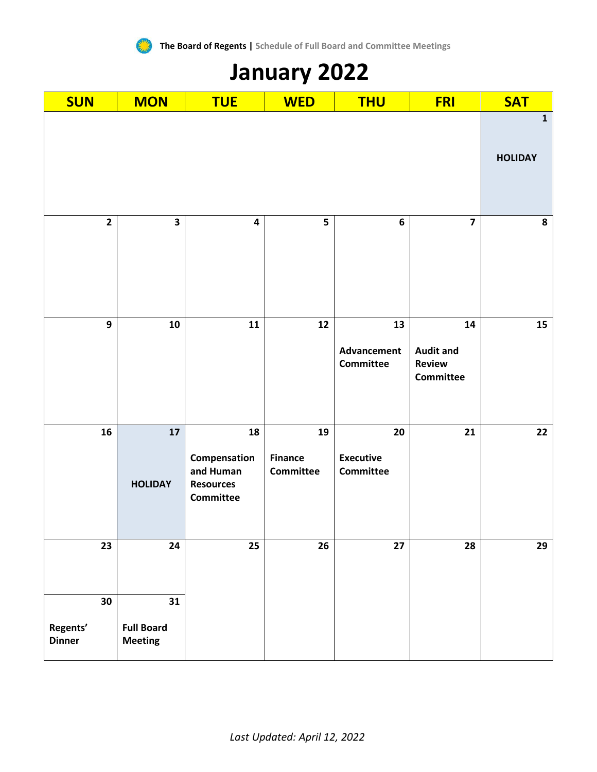The Board of Regents | Schedule of Full Board and Committee Meetings

# January 2022

| SUN | MON | TUE | WED | THU | FRI | SAT |
|---|---|---|---|---|---|---|
| | | | | | | 1 HOLIDAY |
| 2 | 3 | 4 | 5 | 6 | 7 | 8 |
| 9 | 10 | 11 | 12 | 13 **Advancement Committee** | 14 **Audit and Review Committee** | 15 |
| 16 | 17 HOLIDAY | 18 **Compensation and Human Resources Committee** | 19 **Finance Committee** | 20 **Executive Committee** | 21 | 22 |
| 23 | 24 | 25 | 26 | 27 | 28 | 29 |
| 30 **Regents' Dinner** | 31 **Full Board Meeting** | | | | | |

*Last Updated: April 12, 2022*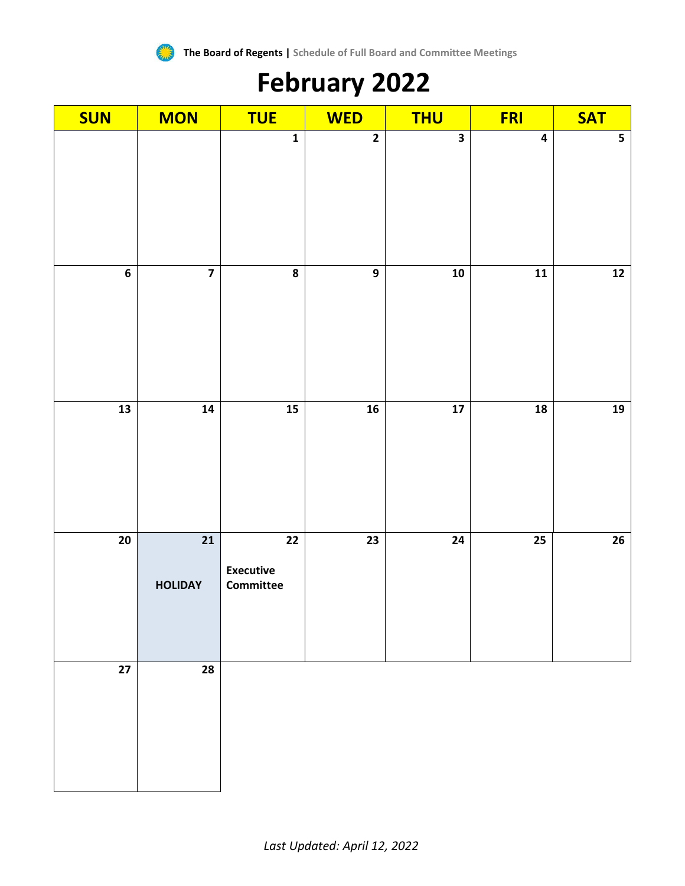**The Board of Regents |** Schedule of Full Board and Committee Meetings

# February 2022

| SUN | MON | TUE | WED | THU | FRI | SAT |
|---|---|---|---|---|---|---|
| | | 1 | 2 | 3 | 4 | 5 |
| 6 | 7 | 8 | 9 | 10 | 11 | 12 |
| 13 | 14 | 15 | 16 | 17 | 18 | 19 |
| 20 | 21 **HOLIDAY** | 22 **Executive Committee** | 23 | 24 | 25 | 26 |
| 27 | 28 | | | | | |

*Last Updated: April 12, 2022*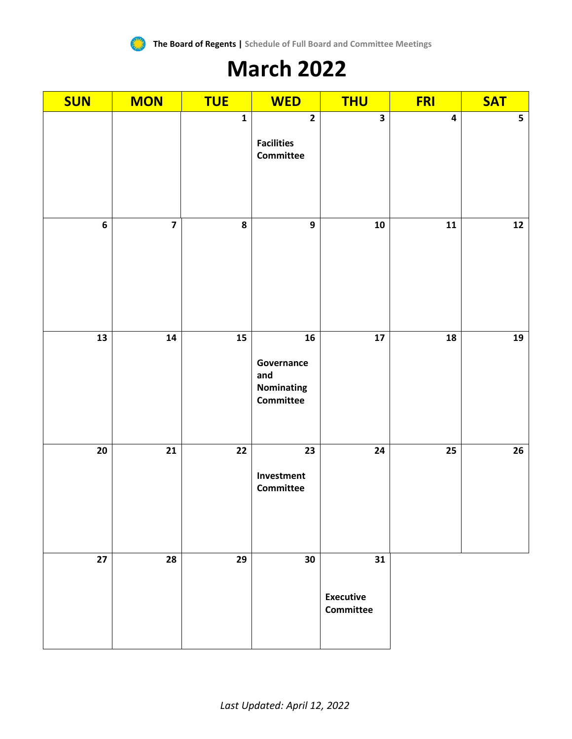The Board of Regents | Schedule of Full Board and Committee Meetings

# March 2022

| SUN | MON | TUE | WED | THU | FRI | SAT |
|---|---|---|---|---|---|---|
| | | 1 | 2<br>**Facilities Committee** | 3 | 4 | 5 |
| 6 | 7 | 8 | 9 | 10 | 11 | 12 |
| 13 | 14 | 15 | 16<br>**Governance and Nominating Committee** | 17 | 18 | 19 |
| 20 | 21 | 22 | 23<br>**Investment Committee** | 24 | 25 | 26 |
| 27 | 28 | 29 | 30 | 31<br>**Executive Committee** | | |

*Last Updated: April 12, 2022*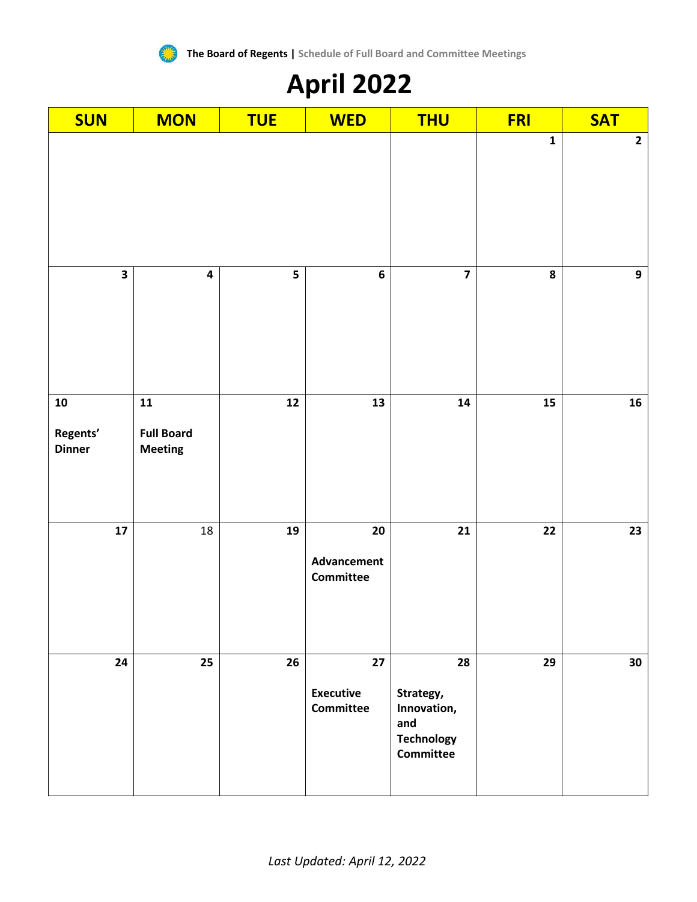**The Board of Regents |** Schedule of Full Board and Committee Meetings

# April 2022

| SUN | MON | TUE | WED | THU | FRI | SAT |
|---|---|---|---|---|---|---|
| | | | | | 1 | 2 |
| 3 | 4 | 5 | 6 | 7 | 8 | 9 |
| 10 **Regents' Dinner** | 11 **Full Board Meeting** | 12 | 13 | 14 | 15 | 16 |
| 17 | 18 | 19 | 20 **Advancement Committee** | 21 | 22 | 23 |
| 24 | 25 | 26 | 27 **Executive Committee** | 28 **Strategy, Innovation, and Technology Committee** | 29 | 30 |

*Last Updated: April 12, 2022*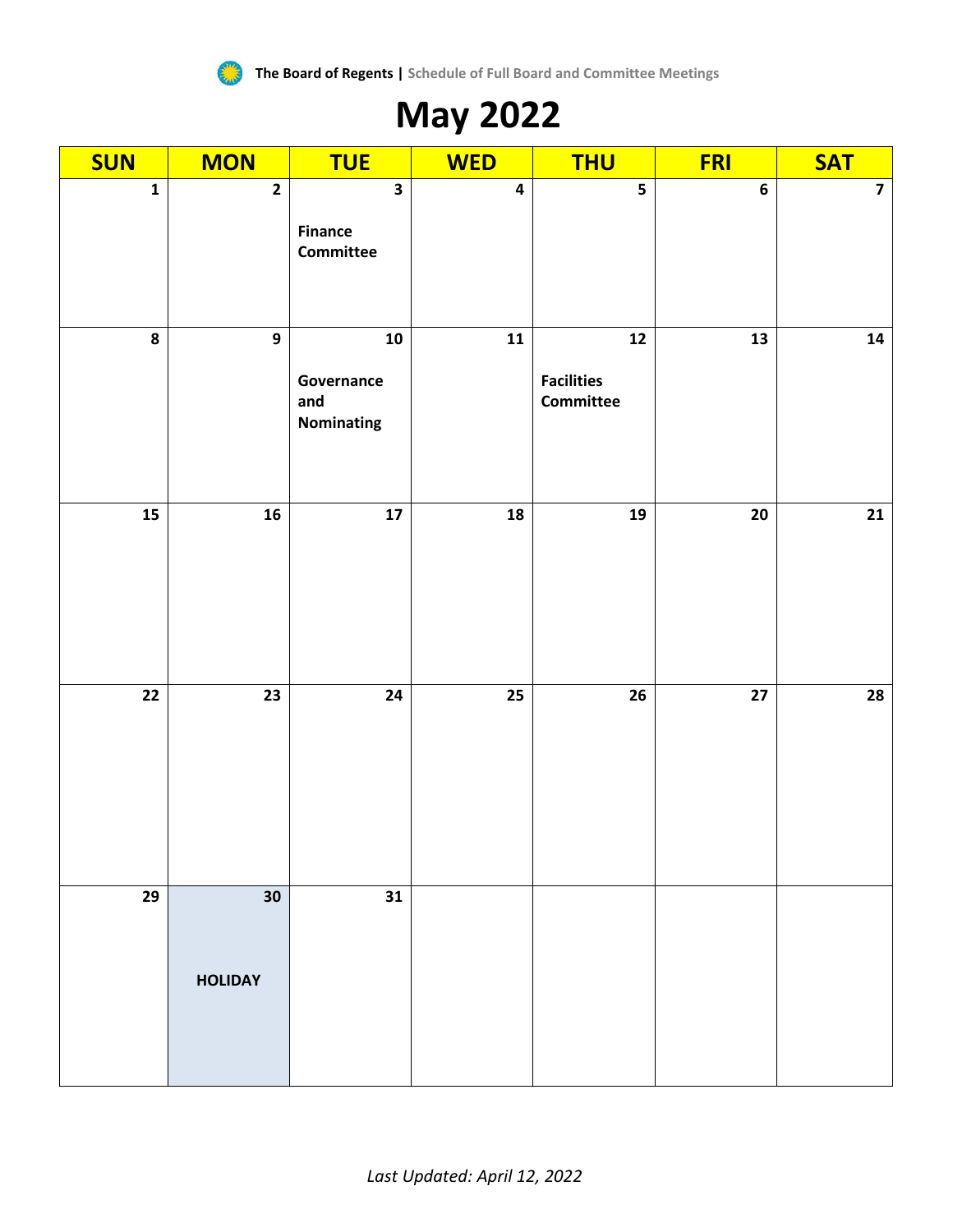The Board of Regents | Schedule of Full Board and Committee Meetings

# May 2022

| SUN | MON | TUE | WED | THU | FRI | SAT |
|---|---|---|---|---|---|---|
| 1 | 2 | 3 Finance Committee | 4 | 5 | 6 | 7 |
| 8 | 9 | 10 Governance and Nominating | 11 | 12 Facilities Committee | 13 | 14 |
| 15 | 16 | 17 | 18 | 19 | 20 | 21 |
| 22 | 23 | 24 | 25 | 26 | 27 | 28 |
| 29 | 30 HOLIDAY | 31 | | | | |

*Last Updated: April 12, 2022*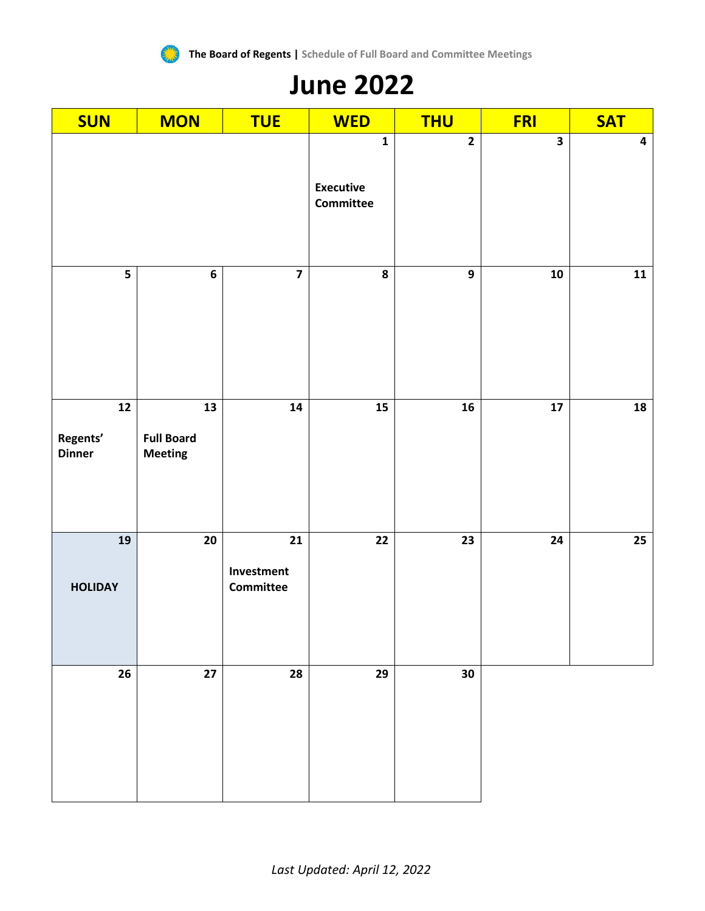The Board of Regents | Schedule of Full Board and Committee Meetings

# June 2022

| SUN | MON | TUE | WED | THU | FRI | SAT |
|---|---|---|---|---|---|---|
| | | | 1 **Executive Committee** | 2 | 3 | 4 |
| 5 | 6 | 7 | 8 | 9 | 10 | 11 |
| 12 **Regents' Dinner** | 13 **Full Board Meeting** | 14 | 15 | 16 | 17 | 18 |
| 19 **HOLIDAY** | 20 | 21 **Investment Committee** | 22 | 23 | 24 | 25 |
| 26 | 27 | 28 | 29 | 30 | | |

*Last Updated: April 12, 2022*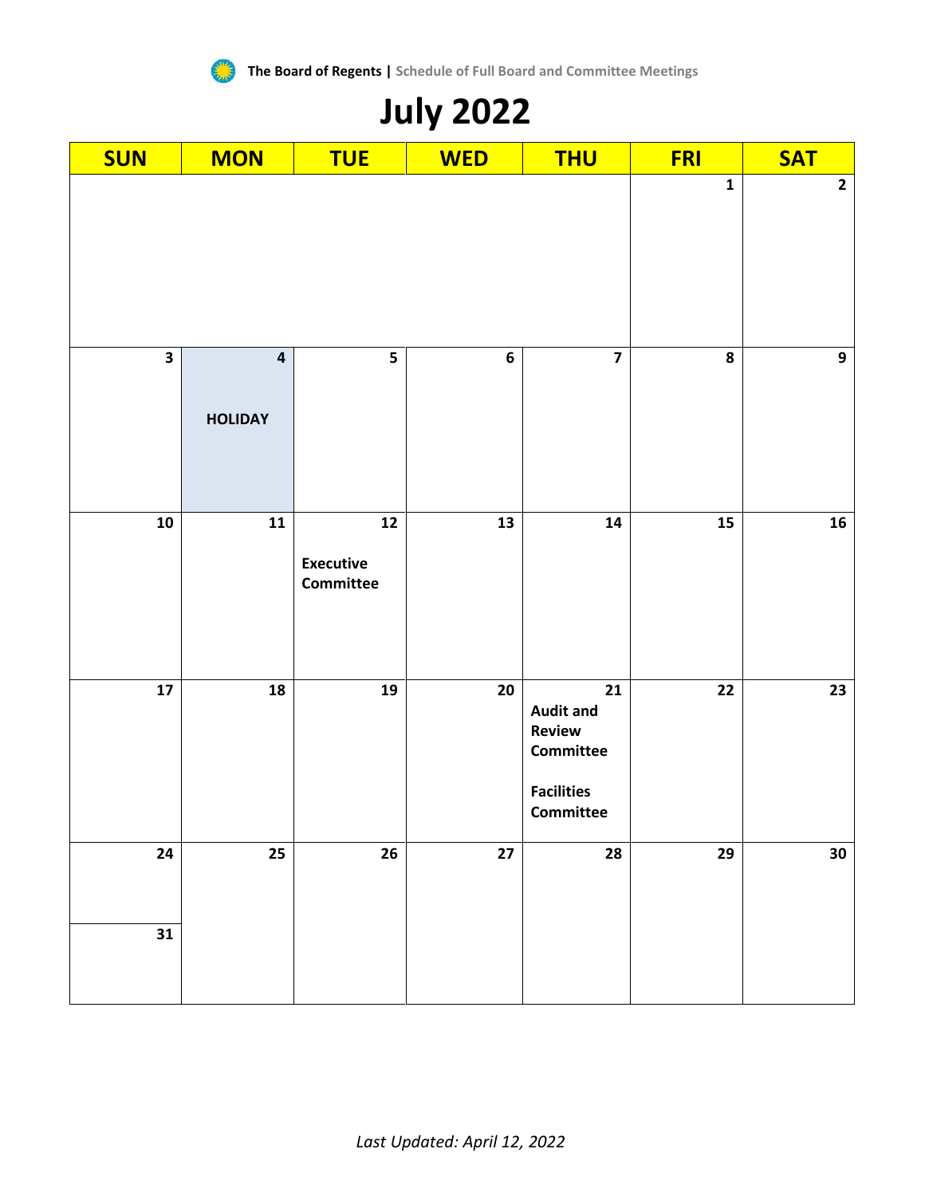The Board of Regents | Schedule of Full Board and Committee Meetings

# July 2022

| SUN | MON | TUE | WED | THU | FRI | SAT |
|---|---|---|---|---|---|---|
| | | | | | 1 | 2 |
| 3 | 4 HOLIDAY | 5 | 6 | 7 | 8 | 9 |
| 10 | 11 | 12 **Executive Committee** | 13 | 14 | 15 | 16 |
| 17 | 18 | 19 | 20 | 21 **Audit and Review Committee** **Facilities Committee** | 22 | 23 |
| 24 / 31 | 25 | 26 | 27 | 28 | 29 | 30 |

*Last Updated: April 12, 2022*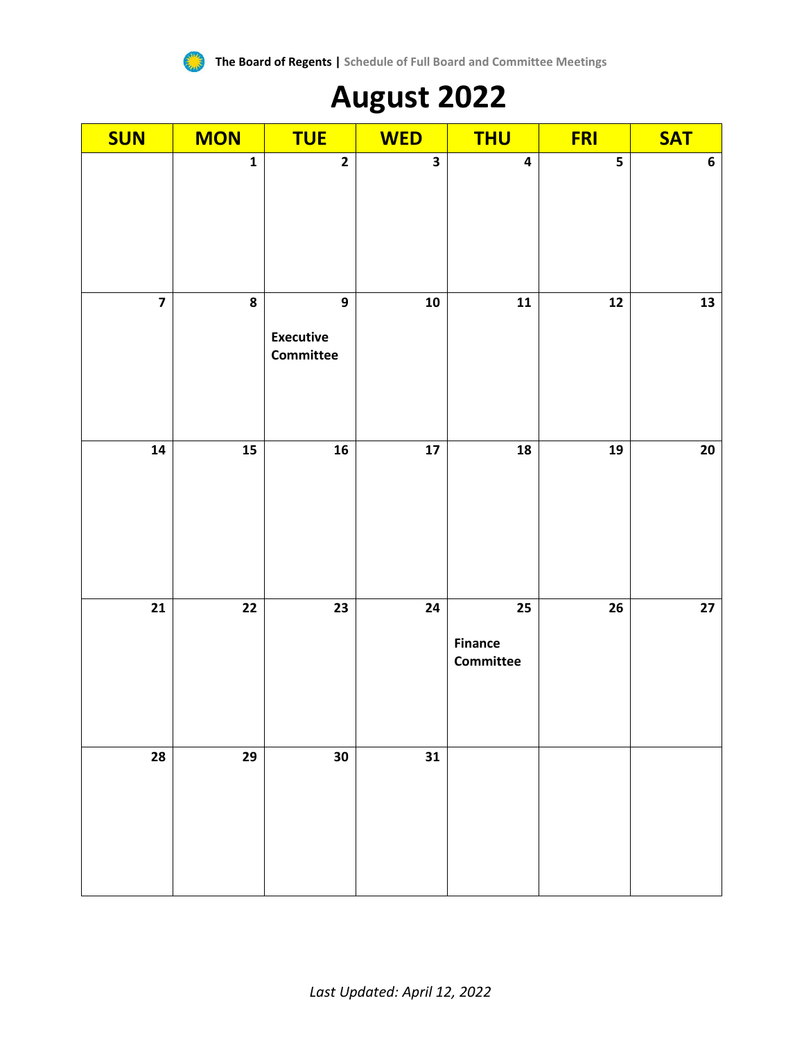**The Board of Regents |** Schedule of Full Board and Committee Meetings

# August 2022

| SUN | MON | TUE | WED | THU | FRI | SAT |
|---|---|---|---|---|---|---|
| | 1 | 2 | 3 | 4 | 5 | 6 |
| 7 | 8 | 9 **Executive Committee** | 10 | 11 | 12 | 13 |
| 14 | 15 | 16 | 17 | 18 | 19 | 20 |
| 21 | 22 | 23 | 24 | 25 **Finance Committee** | 26 | 27 |
| 28 | 29 | 30 | 31 | | | |

*Last Updated: April 12, 2022*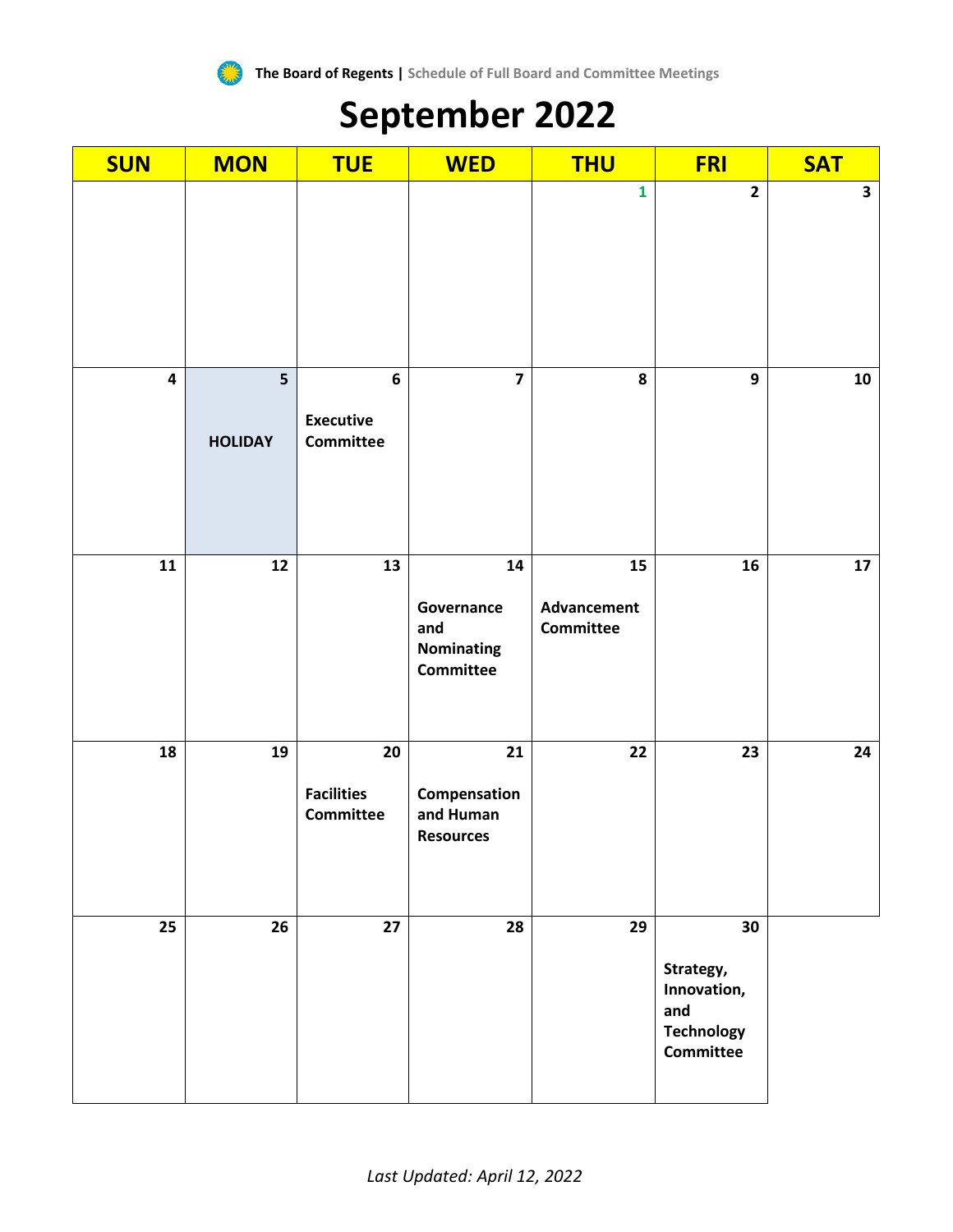**The Board of Regents |** Schedule of Full Board and Committee Meetings

# September 2022

| SUN | MON | TUE | WED | THU | FRI | SAT |
|---|---|---|---|---|---|---|
| | | | | 1 | 2 | 3 |
| 4 | 5<br>HOLIDAY | 6<br>Executive Committee | 7 | 8 | 9 | 10 |
| 11 | 12 | 13 | 14<br>Governance and Nominating Committee | 15<br>Advancement Committee | 16 | 17 |
| 18 | 19 | 20<br>Facilities Committee | 21<br>Compensation and Human Resources | 22 | 23 | 24 |
| 25 | 26 | 27 | 28 | 29 | 30<br>Strategy, Innovation, and Technology Committee | |

*Last Updated: April 12, 2022*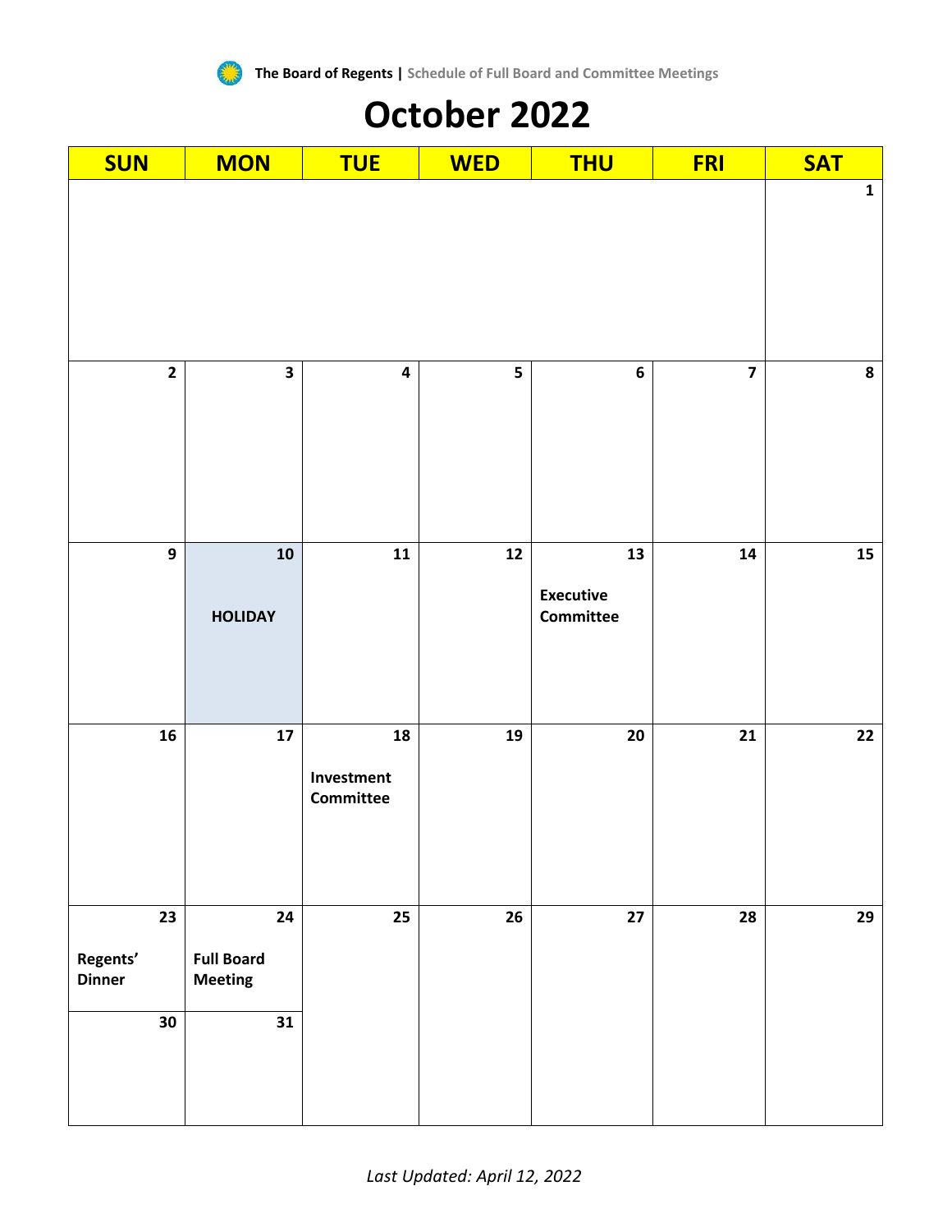The Board of Regents | Schedule of Full Board and Committee Meetings

# October 2022

| SUN | MON | TUE | WED | THU | FRI | SAT |
|---|---|---|---|---|---|---|
| | | | | | | 1 |
| 2 | 3 | 4 | 5 | 6 | 7 | 8 |
| 9 | 10 **HOLIDAY** | 11 | 12 | 13 **Executive Committee** | 14 | 15 |
| 16 | 17 | 18 **Investment Committee** | 19 | 20 | 21 | 22 |
| 23 **Regents' Dinner** | 24 **Full Board Meeting** | 25 | 26 | 27 | 28 | 29 |
| 30 | 31 | | | | | |

*Last Updated: April 12, 2022*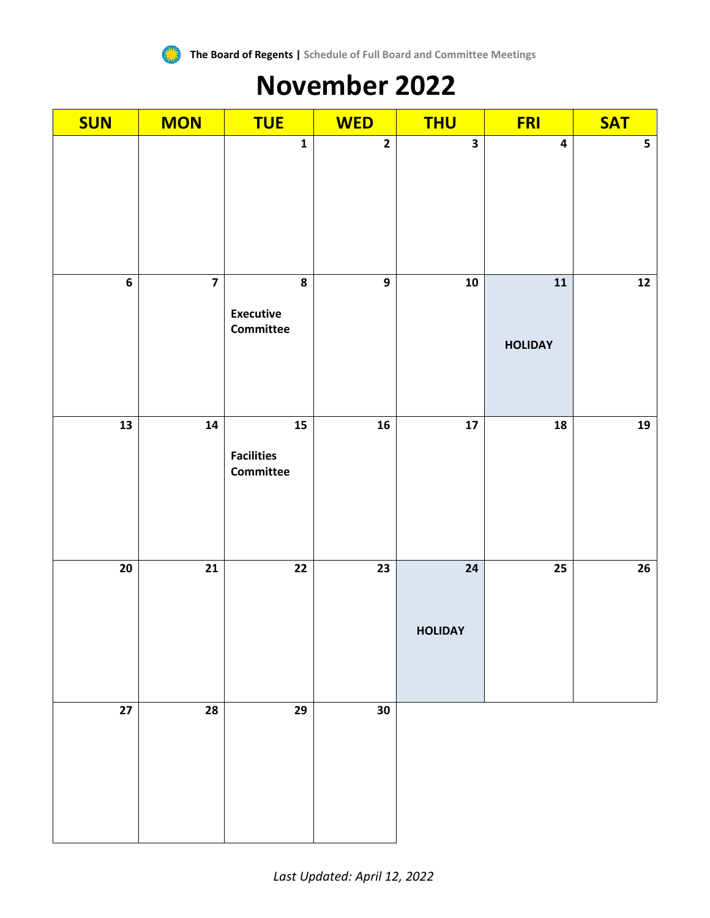# November 2022

| SUN | MON | TUE | WED | THU | FRI | SAT |
|---|---|---|---|---|---|---|
| | | 1 | 2 | 3 | 4 | 5 |
| 6 | 7 | 8<br>**Executive Committee** | 9 | 10 | 11<br>**HOLIDAY** | 12 |
| 13 | 14 | 15<br>**Facilities Committee** | 16 | 17 | 18 | 19 |
| 20 | 21 | 22 | 23 | 24<br>**HOLIDAY** | 25 | 26 |
| 27 | 28 | 29 | 30 | | | |

*Last Updated: April 12, 2022*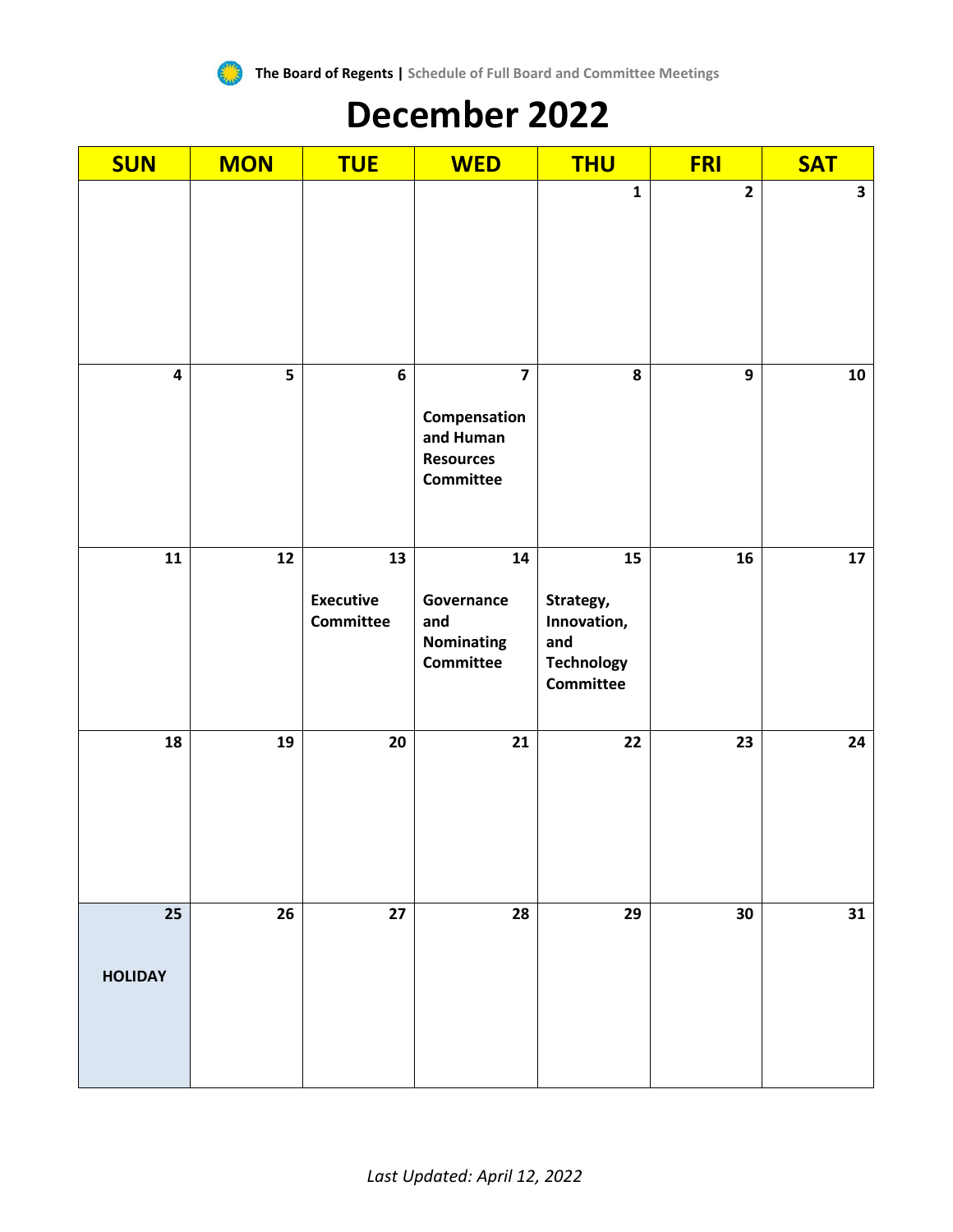**The Board of Regents |** Schedule of Full Board and Committee Meetings

# December 2022

| SUN | MON | TUE | WED | THU | FRI | SAT |
|---|---|---|---|---|---|---|
| | | | | 1 | 2 | 3 |
| 4 | 5 | 6 | 7 **Compensation and Human Resources Committee** | 8 | 9 | 10 |
| 11 | 12 | 13 **Executive Committee** | 14 **Governance and Nominating Committee** | 15 **Strategy, Innovation, and Technology Committee** | 16 | 17 |
| 18 | 19 | 20 | 21 | 22 | 23 | 24 |
| 25 **HOLIDAY** | 26 | 27 | 28 | 29 | 30 | 31 |

*Last Updated: April 12, 2022*